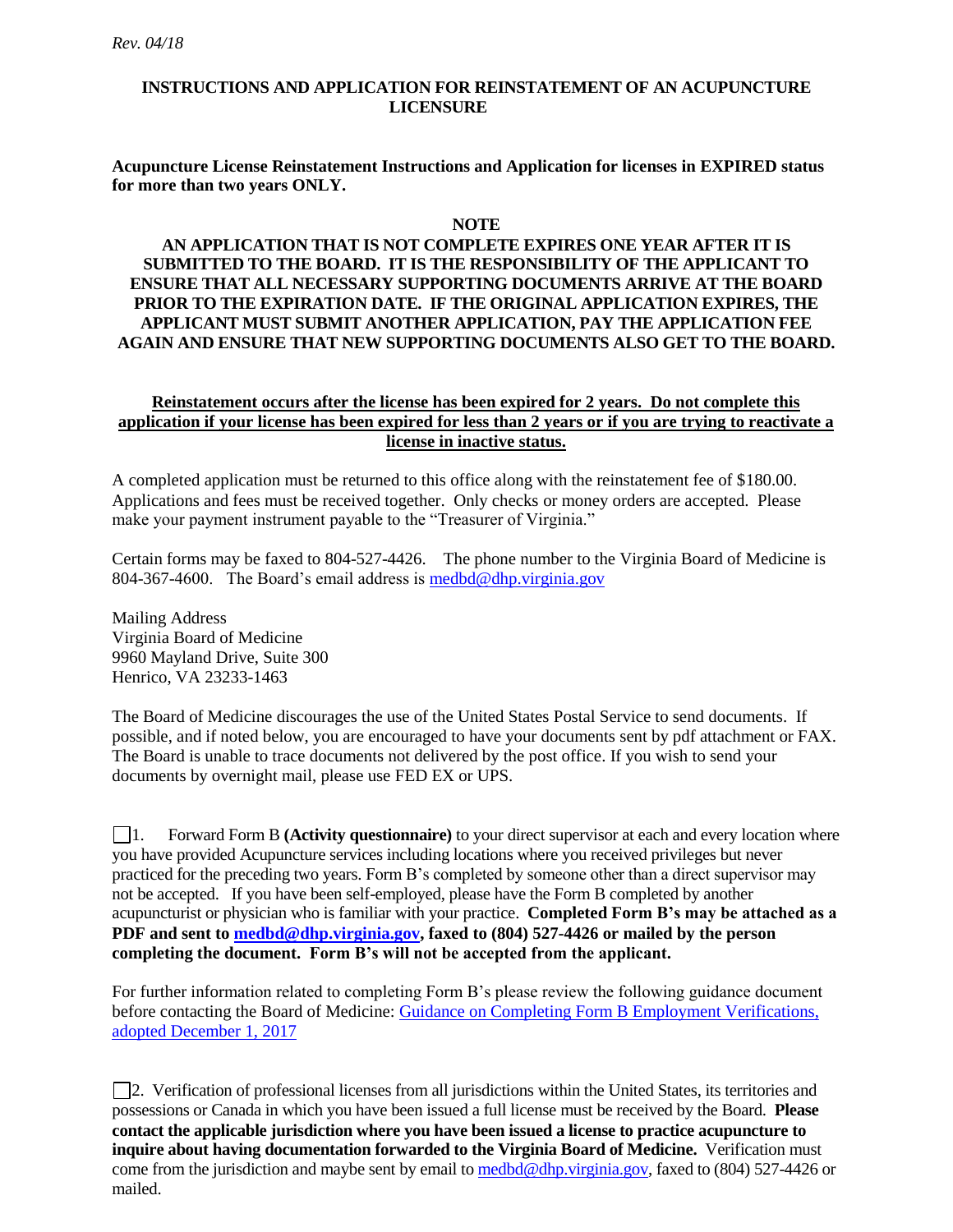*Rev. 04/18*

# INSTRUCTIONS AND APPLICATION FOR REINSTATEMENT OF AN ACUPUNCTURE LICENSURE

**Acupuncture License Reinstatement Instructions and Application for licenses in EXPIRED status for more than two years ONLY.**

**NOTE**

**AN APPLICATION THAT IS NOT COMPLETE EXPIRES ONE YEAR AFTER IT IS SUBMITTED TO THE BOARD. IT IS THE RESPONSIBILITY OF THE APPLICANT TO ENSURE THAT ALL NECESSARY SUPPORTING DOCUMENTS ARRIVE AT THE BOARD PRIOR TO THE EXPIRATION DATE. IF THE ORIGINAL APPLICATION EXPIRES, THE APPLICANT MUST SUBMIT ANOTHER APPLICATION, PAY THE APPLICATION FEE AGAIN AND ENSURE THAT NEW SUPPORTING DOCUMENTS ALSO GET TO THE BOARD.**

**Reinstatement occurs after the license has been expired for 2 years. Do not complete this application if your license has been expired for less than 2 years or if you are trying to reactivate a license in inactive status.**

A completed application must be returned to this office along with the reinstatement fee of $180.00. Applications and fees must be received together. Only checks or money orders are accepted. Please make your payment instrument payable to the "Treasurer of Virginia."

Certain forms may be faxed to 804-527-4426. The phone number to the Virginia Board of Medicine is 804-367-4600. The Board's email address is medbd@dhp.virginia.gov

Mailing Address
Virginia Board of Medicine
9960 Mayland Drive, Suite 300
Henrico, VA 23233-1463

The Board of Medicine discourages the use of the United States Postal Service to send documents. If possible, and if noted below, you are encouraged to have your documents sent by pdf attachment or FAX. The Board is unable to trace documents not delivered by the post office. If you wish to send your documents by overnight mail, please use FED EX or UPS.

☐ 1. Forward Form B **(Activity questionnaire)** to your direct supervisor at each and every location where you have provided Acupuncture services including locations where you received privileges but never practiced for the preceding two years. Form B's completed by someone other than a direct supervisor may not be accepted. If you have been self-employed, please have the Form B completed by another acupuncturist or physician who is familiar with your practice. **Completed Form B's may be attached as a PDF and sent to medbd@dhp.virginia.gov, faxed to (804) 527-4426 or mailed by the person completing the document. Form B's will not be accepted from the applicant.**

For further information related to completing Form B's please review the following guidance document before contacting the Board of Medicine: Guidance on Completing Form B Employment Verifications, adopted December 1, 2017

☐ 2. Verification of professional licenses from all jurisdictions within the United States, its territories and possessions or Canada in which you have been issued a full license must be received by the Board. **Please contact the applicable jurisdiction where you have been issued a license to practice acupuncture to inquire about having documentation forwarded to the Virginia Board of Medicine.** Verification must come from the jurisdiction and maybe sent by email to medbd@dhp.virginia.gov, faxed to (804) 527-4426 or mailed.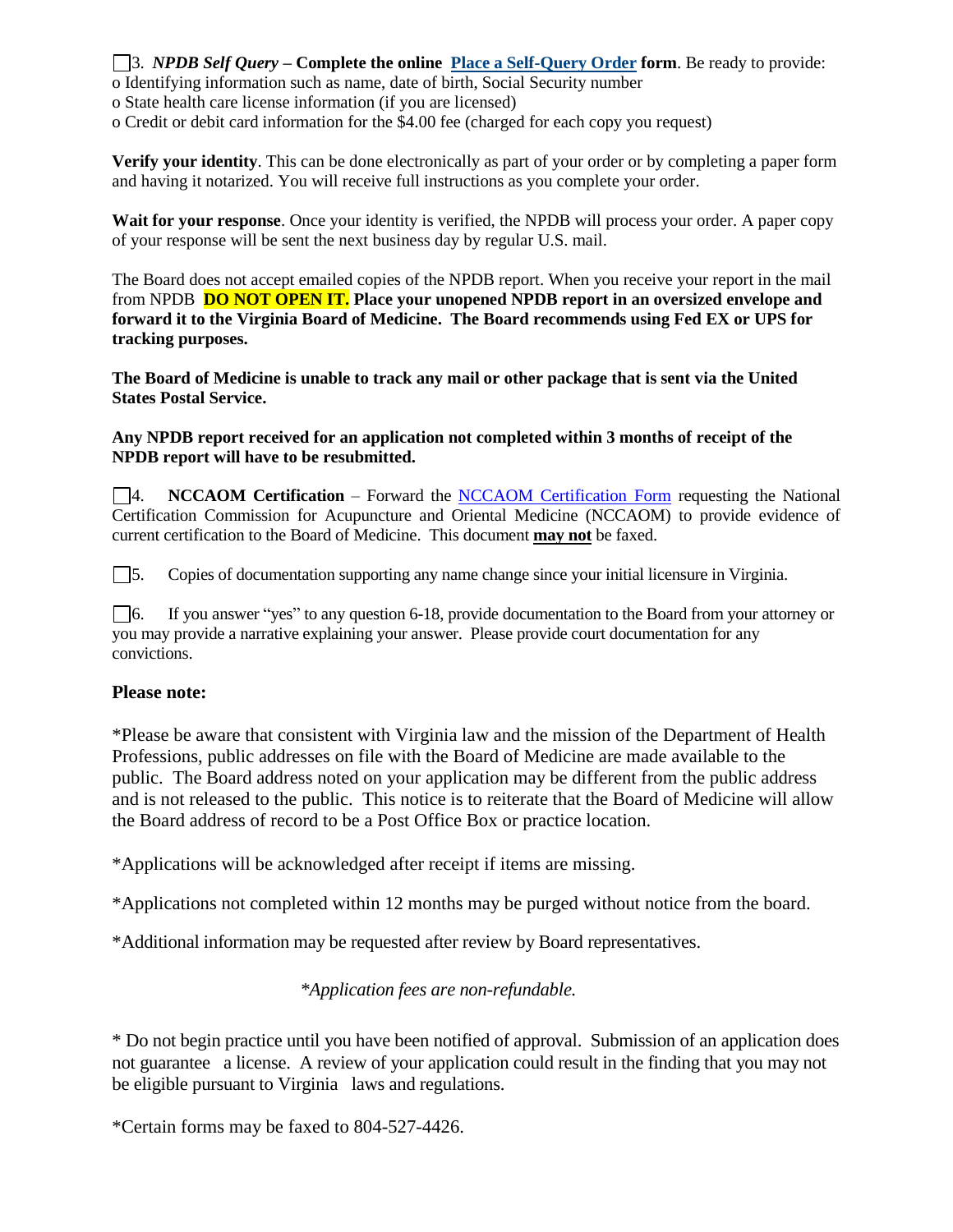☐3. ***NPDB Self Query* – Complete the online [Place a Self-Query Order](#) form**. Be ready to provide:

o Identifying information such as name, date of birth, Social Security number

o State health care license information (if you are licensed)

o Credit or debit card information for the $4.00 fee (charged for each copy you request)

**Verify your identity**. This can be done electronically as part of your order or by completing a paper form and having it notarized. You will receive full instructions as you complete your order.

**Wait for your response**. Once your identity is verified, the NPDB will process your order. A paper copy of your response will be sent the next business day by regular U.S. mail.

The Board does not accept emailed copies of the NPDB report. When you receive your report in the mail from NPDB **DO NOT OPEN IT. Place your unopened NPDB report in an oversized envelope and forward it to the Virginia Board of Medicine. The Board recommends using Fed EX or UPS for tracking purposes.**

**The Board of Medicine is unable to track any mail or other package that is sent via the United States Postal Service.**

**Any NPDB report received for an application not completed within 3 months of receipt of the NPDB report will have to be resubmitted.**

☐4. **NCCAOM Certification** – Forward the [NCCAOM Certification Form](#) requesting the National Certification Commission for Acupuncture and Oriental Medicine (NCCAOM) to provide evidence of current certification to the Board of Medicine. This document **may not** be faxed.

☐5. Copies of documentation supporting any name change since your initial licensure in Virginia.

☐6. If you answer "yes" to any question 6-18, provide documentation to the Board from your attorney or you may provide a narrative explaining your answer. Please provide court documentation for any convictions.

### Please note:

*Please be aware that consistent with Virginia law and the mission of the Department of Health Professions, public addresses on file with the Board of Medicine are made available to the public. The Board address noted on your application may be different from the public address and is not released to the public. This notice is to reiterate that the Board of Medicine will allow the Board address of record to be a Post Office Box or practice location.

*Applications will be acknowledged after receipt if items are missing.

*Applications not completed within 12 months may be purged without notice from the board.

*Additional information may be requested after review by Board representatives.

*\*Application fees are non-refundable.*

* Do not begin practice until you have been notified of approval. Submission of an application does not guarantee a license. A review of your application could result in the finding that you may not be eligible pursuant to Virginia laws and regulations.

*Certain forms may be faxed to 804-527-4426.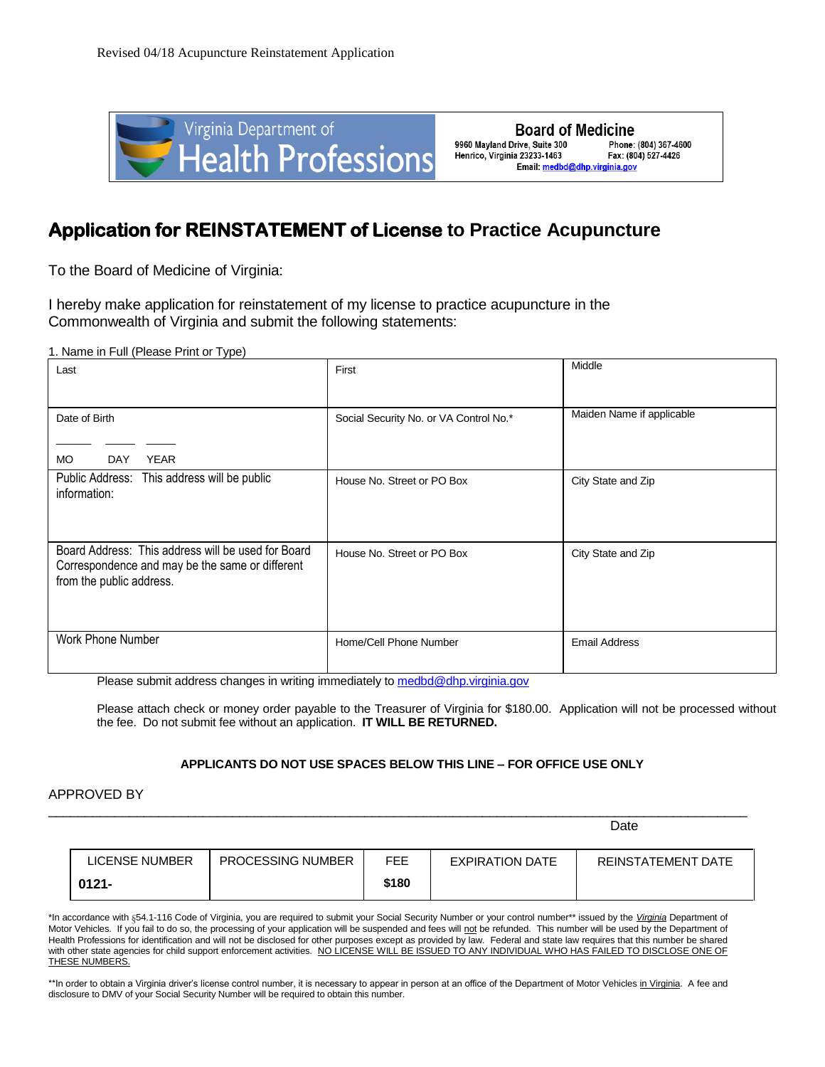Revised 04/18 Acupuncture Reinstatement Application

| Virginia Department of Health Professions | **Board of Medicine** 9960 Mayland Drive, Suite 300 Henrico, Virginia 23233-1463 Phone: (804) 367-4600 Fax: (804) 527-4426 Email: medbd@dhp.virginia.gov |
|---|---|

# Application for REINSTATEMENT of License to Practice Acupuncture

To the Board of Medicine of Virginia:

I hereby make application for reinstatement of my license to practice acupuncture in the Commonwealth of Virginia and submit the following statements:

1. Name in Full (Please Print or Type)

| | | |
|---|---|---|
| Last | First | Middle |
| Date of Birth<br>_____ _____ _____<br>MO DAY YEAR | Social Security No. or VA Control No.* | Maiden Name if applicable |
| Public Address: This address will be public information: | House No. Street or PO Box | City State and Zip |
| Board Address: This address will be used for Board Correspondence and may be the same or different from the public address. | House No. Street or PO Box | City State and Zip |
| Work Phone Number | Home/Cell Phone Number | Email Address |

Please submit address changes in writing immediately to medbd@dhp.virginia.gov

Please attach check or money order payable to the Treasurer of Virginia for $180.00. Application will not be processed without the fee. Do not submit fee without an application. **IT WILL BE RETURNED.**

**APPLICANTS DO NOT USE SPACES BELOW THIS LINE – FOR OFFICE USE ONLY**

APPROVED BY

_______________________________________________________________________________

Date

| LICENSE NUMBER | PROCESSING NUMBER | FEE | EXPIRATION DATE | REINSTATEMENT DATE |
|---|---|---|---|---|
| **0121-** | | **$180** | | |

*In accordance with §54.1-116 Code of Virginia, you are required to submit your Social Security Number or your control number** issued by the *Virginia* Department of Motor Vehicles. If you fail to do so, the processing of your application will be suspended and fees will not be refunded. This number will be used by the Department of Health Professions for identification and will not be disclosed for other purposes except as provided by law. Federal and state law requires that this number be shared with other state agencies for child support enforcement activities. NO LICENSE WILL BE ISSUED TO ANY INDIVIDUAL WHO HAS FAILED TO DISCLOSE ONE OF THESE NUMBERS.

**In order to obtain a Virginia driver's license control number, it is necessary to appear in person at an office of the Department of Motor Vehicles in Virginia. A fee and disclosure to DMV of your Social Security Number will be required to obtain this number.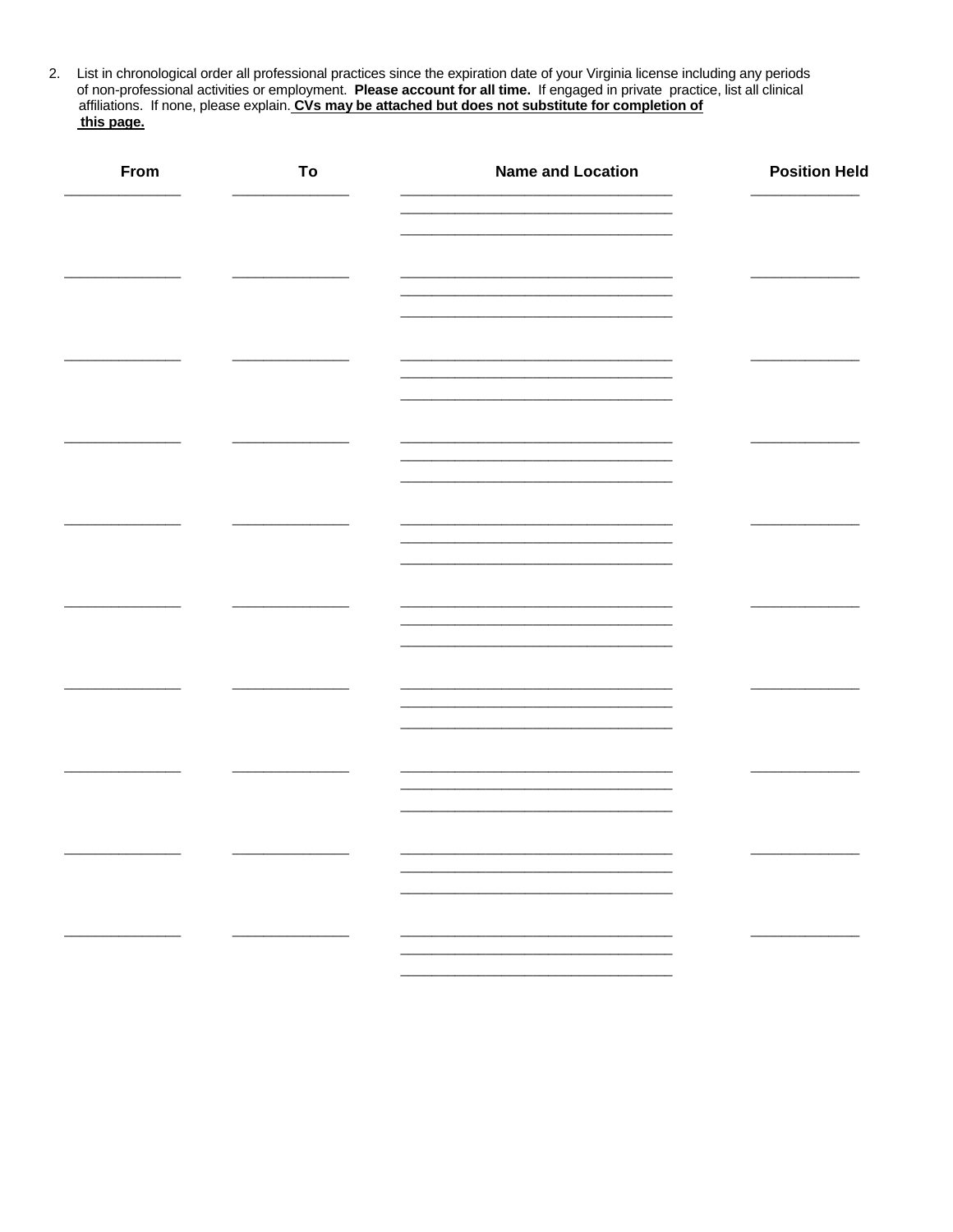2. List in chronological order all professional practices since the expiration date of your Virginia license including any periods of non-professional activities or employment. **Please account for all time.** If engaged in private practice, list all clinical affiliations. If none, please explain. **CVs may be attached but does not substitute for completion of this page.**

| From | To | Name and Location | Position Held |
|---|---|---|---|
| | | | |
| | | | |
| | | | |
| | | | |
| | | | |
| | | | |
| | | | |
| | | | |
| | | | |
| | | | |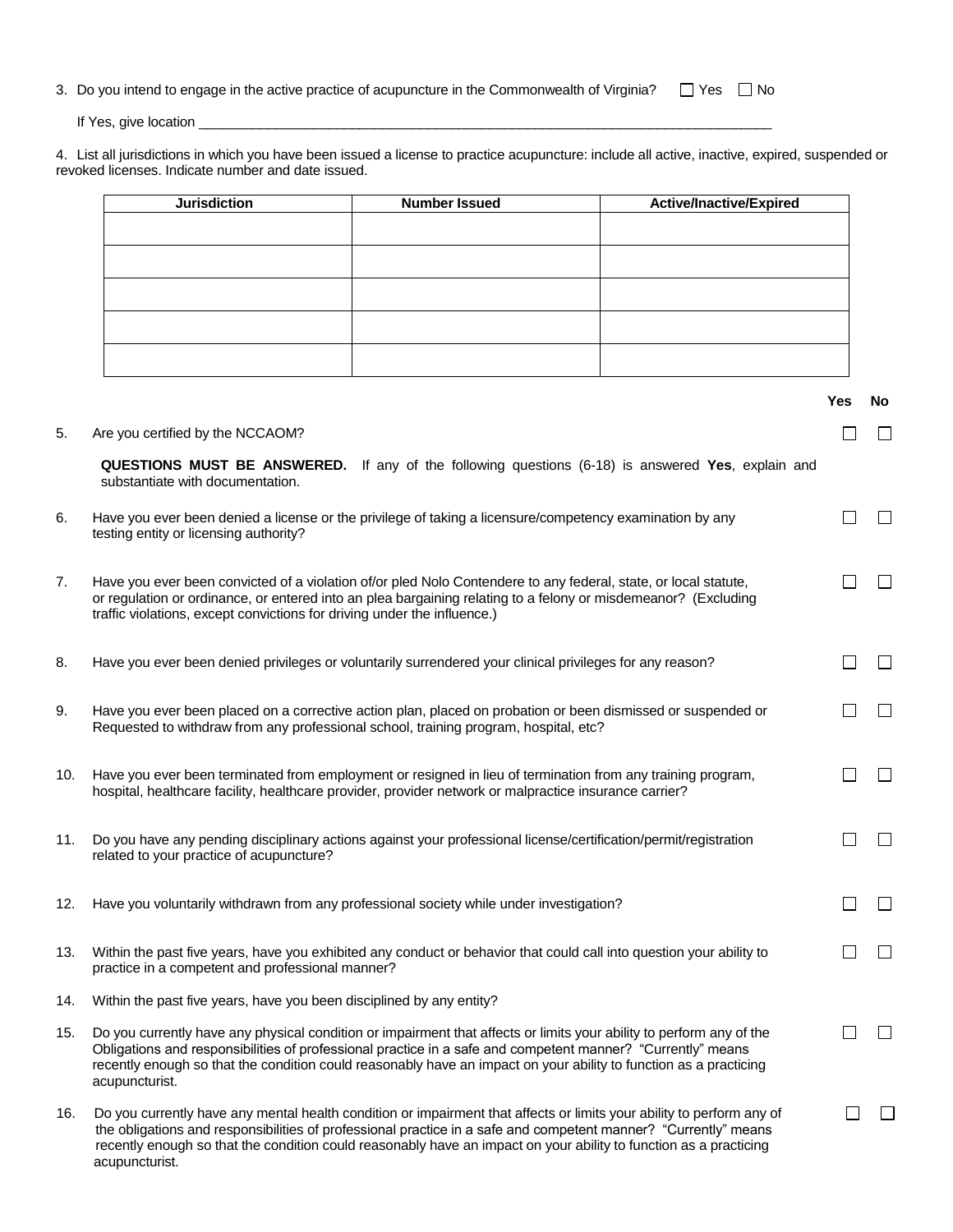3. Do you intend to engage in the active practice of acupuncture in the Commonwealth of Virginia? ☐ Yes ☐ No

If Yes, give location _______________________________________________________________________________

4. List all jurisdictions in which you have been issued a license to practice acupuncture: include all active, inactive, expired, suspended or revoked licenses. Indicate number and date issued.

| Jurisdiction | Number Issued | Active/Inactive/Expired |
|---|---|---|
| | | |
| | | |
| | | |
| | | |
| | | |

| | | Yes | No |
|---|---|---|---|
| 5. | Are you certified by the NCCAOM? | ☐ | ☐ |
| | **QUESTIONS MUST BE ANSWERED.** If any of the following questions (6-18) is answered **Yes**, explain and substantiate with documentation. | | |
| 6. | Have you ever been denied a license or the privilege of taking a licensure/competency examination by any testing entity or licensing authority? | ☐ | ☐ |
| 7. | Have you ever been convicted of a violation of/or pled Nolo Contendere to any federal, state, or local statute, or regulation or ordinance, or entered into an plea bargaining relating to a felony or misdemeanor? (Excluding traffic violations, except convictions for driving under the influence.) | ☐ | ☐ |
| 8. | Have you ever been denied privileges or voluntarily surrendered your clinical privileges for any reason? | ☐ | ☐ |
| 9. | Have you ever been placed on a corrective action plan, placed on probation or been dismissed or suspended or Requested to withdraw from any professional school, training program, hospital, etc? | ☐ | ☐ |
| 10. | Have you ever been terminated from employment or resigned in lieu of termination from any training program, hospital, healthcare facility, healthcare provider, provider network or malpractice insurance carrier? | ☐ | ☐ |
| 11. | Do you have any pending disciplinary actions against your professional license/certification/permit/registration related to your practice of acupuncture? | ☐ | ☐ |
| 12. | Have you voluntarily withdrawn from any professional society while under investigation? | ☐ | ☐ |
| 13. | Within the past five years, have you exhibited any conduct or behavior that could call into question your ability to practice in a competent and professional manner? | ☐ | ☐ |
| 14. | Within the past five years, have you been disciplined by any entity? | | |
| 15. | Do you currently have any physical condition or impairment that affects or limits your ability to perform any of the Obligations and responsibilities of professional practice in a safe and competent manner? "Currently" means recently enough so that the condition could reasonably have an impact on your ability to function as a practicing acupuncturist. | ☐ | ☐ |
| 16. | Do you currently have any mental health condition or impairment that affects or limits your ability to perform any of the obligations and responsibilities of professional practice in a safe and competent manner? "Currently" means recently enough so that the condition could reasonably have an impact on your ability to function as a practicing acupuncturist. | ☐ | ☐ |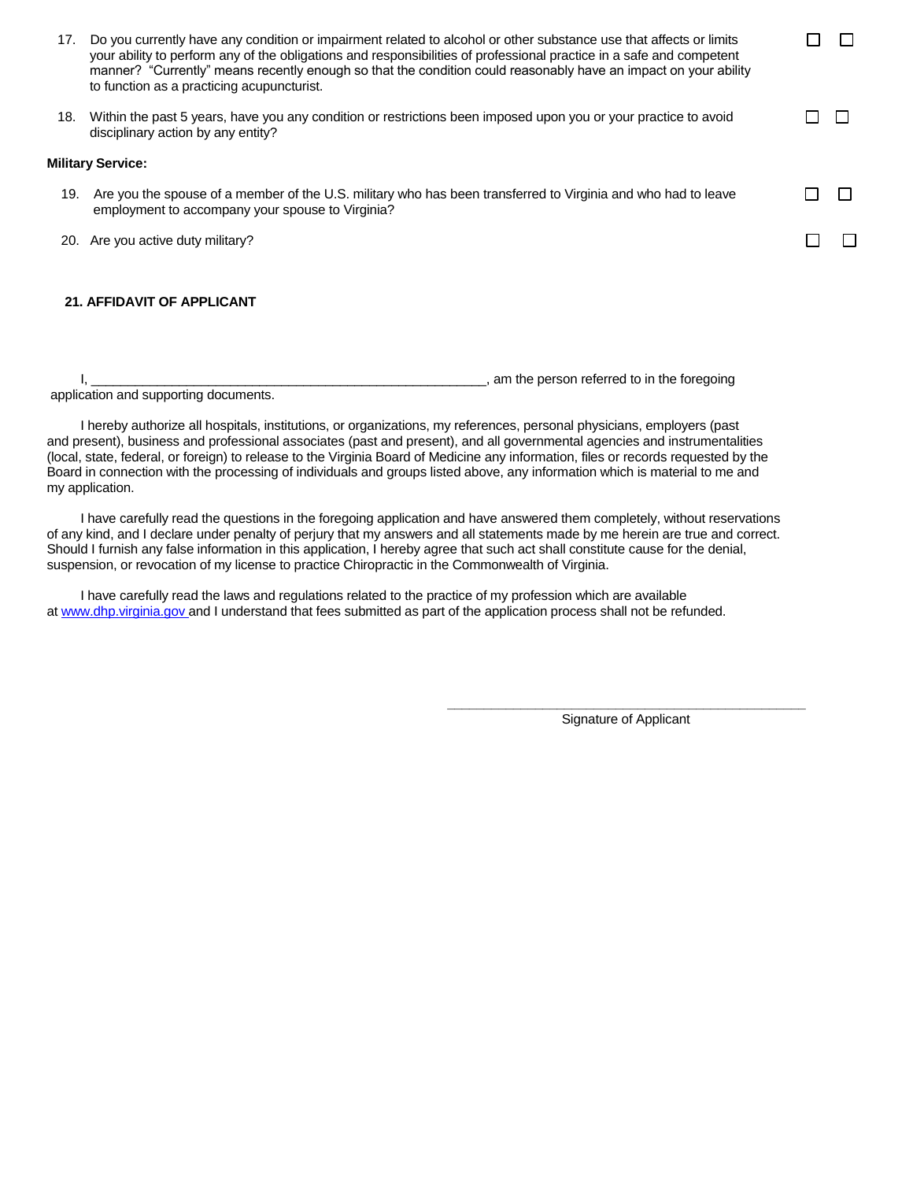17. Do you currently have any condition or impairment related to alcohol or other substance use that affects or limits your ability to perform any of the obligations and responsibilities of professional practice in a safe and competent manner? "Currently" means recently enough so that the condition could reasonably have an impact on your ability to function as a practicing acupuncturist. ☐ ☐

18. Within the past 5 years, have you any condition or restrictions been imposed upon you or your practice to avoid disciplinary action by any entity? ☐ ☐

**Military Service:**

19. Are you the spouse of a member of the U.S. military who has been transferred to Virginia and who had to leave employment to accompany your spouse to Virginia? ☐ ☐

20. Are you active duty military? ☐ ☐

**21. AFFIDAVIT OF APPLICANT**

I, ________________________________________________________, am the person referred to in the foregoing application and supporting documents.

I hereby authorize all hospitals, institutions, or organizations, my references, personal physicians, employers (past and present), business and professional associates (past and present), and all governmental agencies and instrumentalities (local, state, federal, or foreign) to release to the Virginia Board of Medicine any information, files or records requested by the Board in connection with the processing of individuals and groups listed above, any information which is material to me and my application.

I have carefully read the questions in the foregoing application and have answered them completely, without reservations of any kind, and I declare under penalty of perjury that my answers and all statements made by me herein are true and correct. Should I furnish any false information in this application, I hereby agree that such act shall constitute cause for the denial, suspension, or revocation of my license to practice Chiropractic in the Commonwealth of Virginia.

I have carefully read the laws and regulations related to the practice of my profession which are available at www.dhp.virginia.gov and I understand that fees submitted as part of the application process shall not be refunded.

_______________________________________________

Signature of Applicant